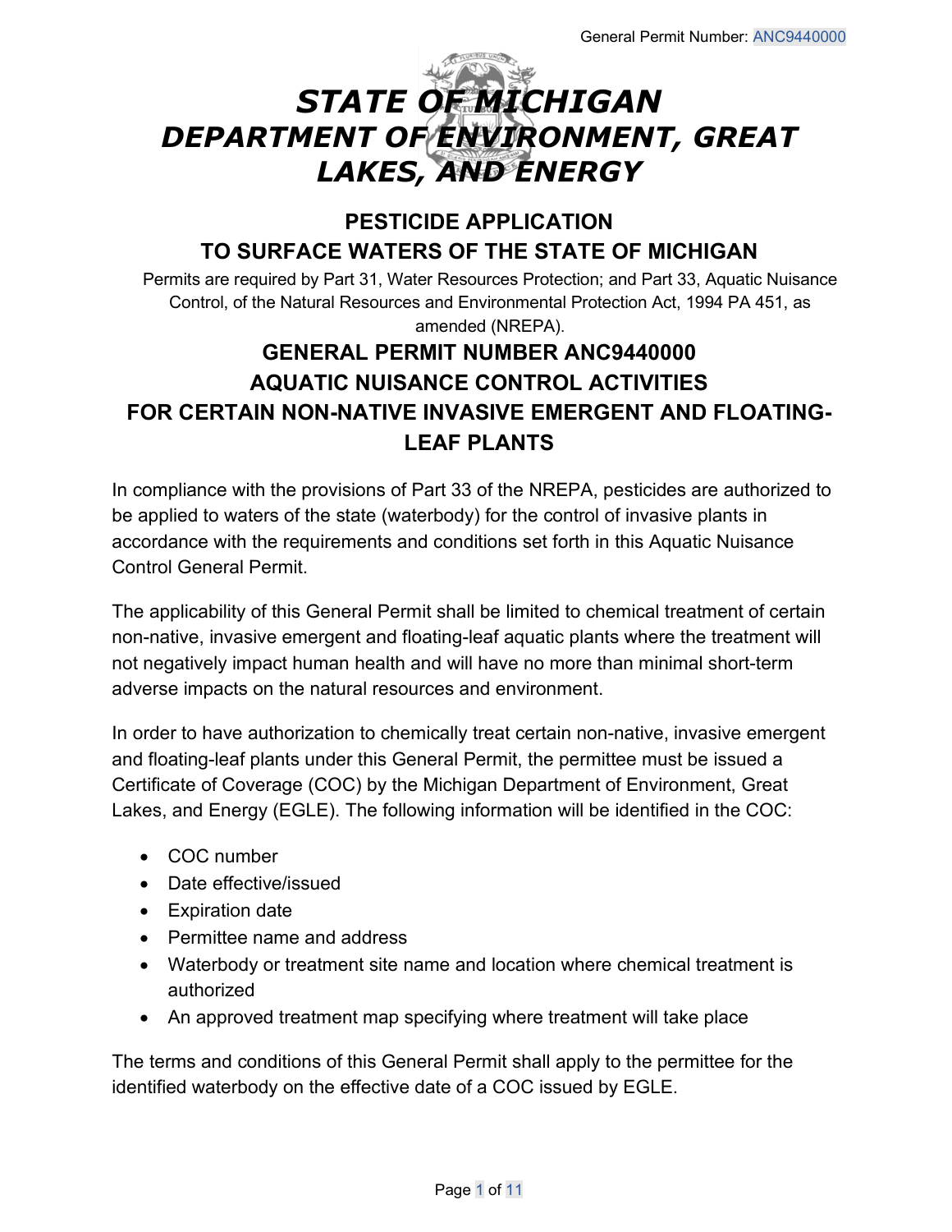# *STATE OF MICHIGAN*
# *DEPARTMENT OF ENVIRONMENT, GREAT LAKES, AND ENERGY*

## PESTICIDE APPLICATION TO SURFACE WATERS OF THE STATE OF MICHIGAN

Permits are required by Part 31, Water Resources Protection; and Part 33, Aquatic Nuisance Control, of the Natural Resources and Environmental Protection Act, 1994 PA 451, as amended (NREPA).

## GENERAL PERMIT NUMBER ANC9440000
## AQUATIC NUISANCE CONTROL ACTIVITIES
## FOR CERTAIN NON-NATIVE INVASIVE EMERGENT AND FLOATING-LEAF PLANTS

In compliance with the provisions of Part 33 of the NREPA, pesticides are authorized to be applied to waters of the state (waterbody) for the control of invasive plants in accordance with the requirements and conditions set forth in this Aquatic Nuisance Control General Permit.

The applicability of this General Permit shall be limited to chemical treatment of certain non-native, invasive emergent and floating-leaf aquatic plants where the treatment will not negatively impact human health and will have no more than minimal short-term adverse impacts on the natural resources and environment.

In order to have authorization to chemically treat certain non-native, invasive emergent and floating-leaf plants under this General Permit, the permittee must be issued a Certificate of Coverage (COC) by the Michigan Department of Environment, Great Lakes, and Energy (EGLE). The following information will be identified in the COC:

- COC number
- Date effective/issued
- Expiration date
- Permittee name and address
- Waterbody or treatment site name and location where chemical treatment is authorized
- An approved treatment map specifying where treatment will take place

The terms and conditions of this General Permit shall apply to the permittee for the identified waterbody on the effective date of a COC issued by EGLE.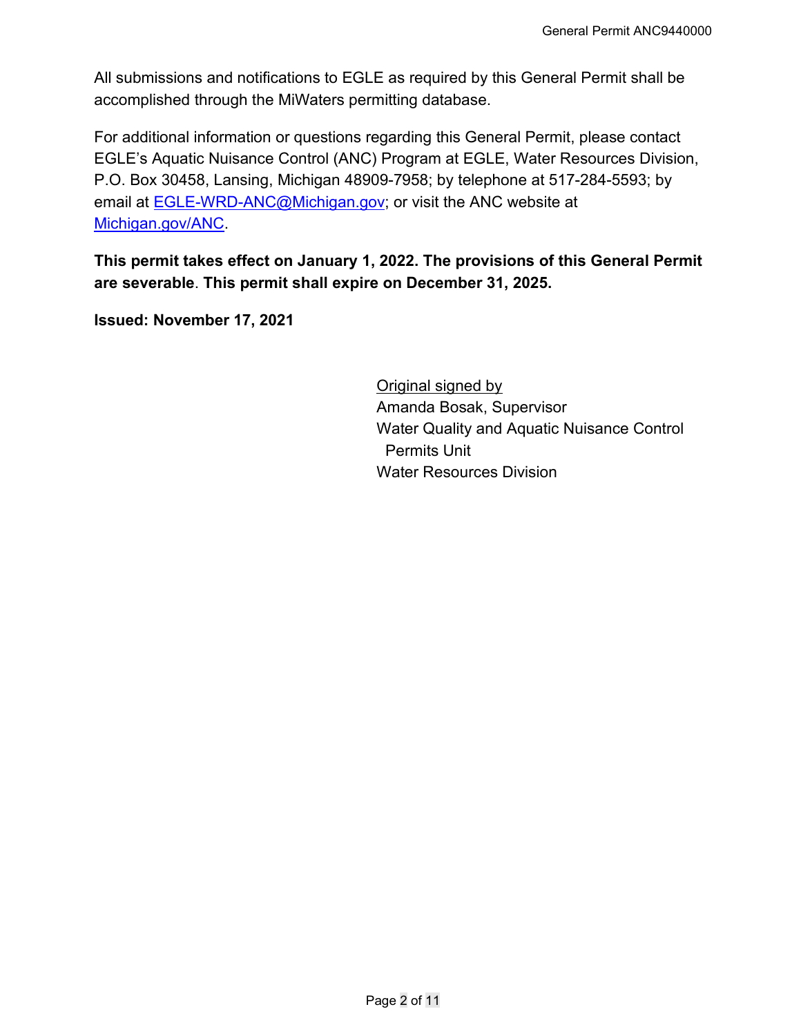All submissions and notifications to EGLE as required by this General Permit shall be accomplished through the MiWaters permitting database.

For additional information or questions regarding this General Permit, please contact EGLE's Aquatic Nuisance Control (ANC) Program at EGLE, Water Resources Division, P.O. Box 30458, Lansing, Michigan 48909-7958; by telephone at 517-284-5593; by email at [EGLE-WRD-ANC@Michigan.gov](mailto:EGLE-WRD-ANC@Michigan.gov); or visit the ANC website at [Michigan.gov/ANC](http://Michigan.gov/ANC).

**This permit takes effect on January 1, 2022. The provisions of this General Permit are severable**. **This permit shall expire on December 31, 2025.**

**Issued: November 17, 2021**

Original signed by
Amanda Bosak, Supervisor
Water Quality and Aquatic Nuisance Control Permits Unit
Water Resources Division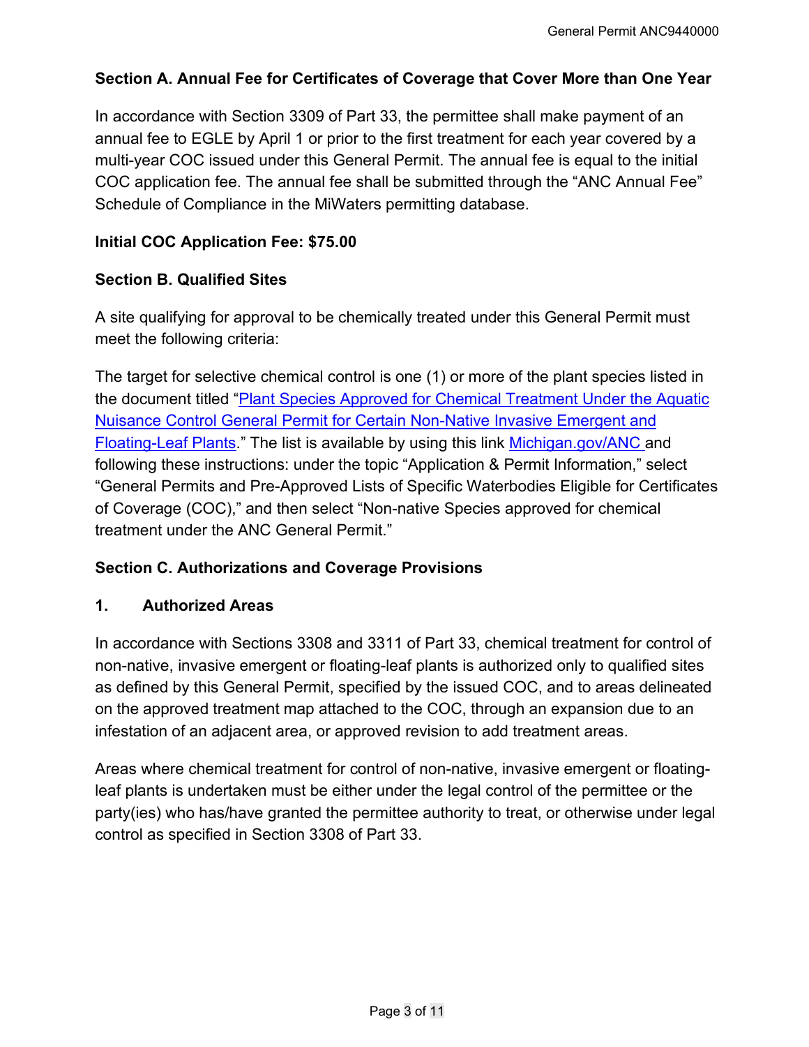## Section A. Annual Fee for Certificates of Coverage that Cover More than One Year

In accordance with Section 3309 of Part 33, the permittee shall make payment of an annual fee to EGLE by April 1 or prior to the first treatment for each year covered by a multi-year COC issued under this General Permit. The annual fee is equal to the initial COC application fee. The annual fee shall be submitted through the "ANC Annual Fee" Schedule of Compliance in the MiWaters permitting database.

**Initial COC Application Fee: $75.00**

## Section B. Qualified Sites

A site qualifying for approval to be chemically treated under this General Permit must meet the following criteria:

The target for selective chemical control is one (1) or more of the plant species listed in the document titled "Plant Species Approved for Chemical Treatment Under the Aquatic Nuisance Control General Permit for Certain Non-Native Invasive Emergent and Floating-Leaf Plants." The list is available by using this link Michigan.gov/ANC and following these instructions: under the topic "Application & Permit Information," select "General Permits and Pre-Approved Lists of Specific Waterbodies Eligible for Certificates of Coverage (COC)," and then select "Non-native Species approved for chemical treatment under the ANC General Permit."

## Section C. Authorizations and Coverage Provisions

### 1. Authorized Areas

In accordance with Sections 3308 and 3311 of Part 33, chemical treatment for control of non-native, invasive emergent or floating-leaf plants is authorized only to qualified sites as defined by this General Permit, specified by the issued COC, and to areas delineated on the approved treatment map attached to the COC, through an expansion due to an infestation of an adjacent area, or approved revision to add treatment areas.

Areas where chemical treatment for control of non-native, invasive emergent or floating-leaf plants is undertaken must be either under the legal control of the permittee or the party(ies) who has/have granted the permittee authority to treat, or otherwise under legal control as specified in Section 3308 of Part 33.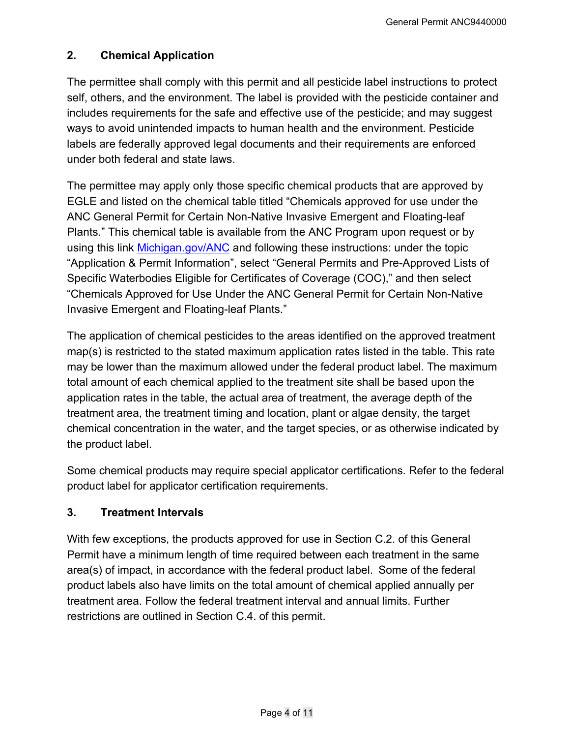## 2. Chemical Application

The permittee shall comply with this permit and all pesticide label instructions to protect self, others, and the environment. The label is provided with the pesticide container and includes requirements for the safe and effective use of the pesticide; and may suggest ways to avoid unintended impacts to human health and the environment. Pesticide labels are federally approved legal documents and their requirements are enforced under both federal and state laws.

The permittee may apply only those specific chemical products that are approved by EGLE and listed on the chemical table titled "Chemicals approved for use under the ANC General Permit for Certain Non-Native Invasive Emergent and Floating-leaf Plants." This chemical table is available from the ANC Program upon request or by using this link [Michigan.gov/ANC](Michigan.gov/ANC) and following these instructions: under the topic "Application & Permit Information", select "General Permits and Pre-Approved Lists of Specific Waterbodies Eligible for Certificates of Coverage (COC)," and then select "Chemicals Approved for Use Under the ANC General Permit for Certain Non-Native Invasive Emergent and Floating-leaf Plants."

The application of chemical pesticides to the areas identified on the approved treatment map(s) is restricted to the stated maximum application rates listed in the table. This rate may be lower than the maximum allowed under the federal product label. The maximum total amount of each chemical applied to the treatment site shall be based upon the application rates in the table, the actual area of treatment, the average depth of the treatment area, the treatment timing and location, plant or algae density, the target chemical concentration in the water, and the target species, or as otherwise indicated by the product label.

Some chemical products may require special applicator certifications. Refer to the federal product label for applicator certification requirements.

## 3. Treatment Intervals

With few exceptions, the products approved for use in Section C.2. of this General Permit have a minimum length of time required between each treatment in the same area(s) of impact, in accordance with the federal product label. Some of the federal product labels also have limits on the total amount of chemical applied annually per treatment area. Follow the federal treatment interval and annual limits. Further restrictions are outlined in Section C.4. of this permit.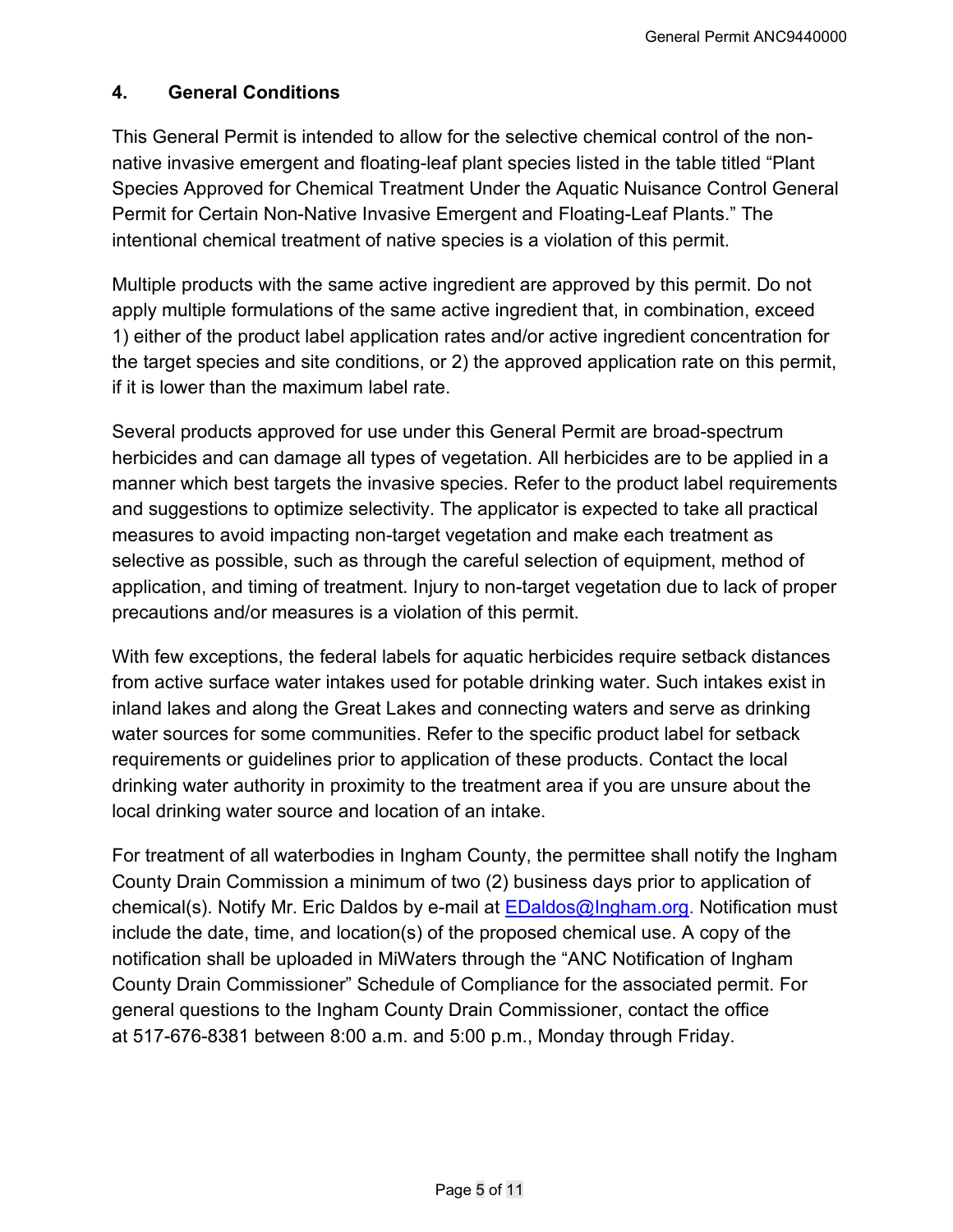## 4. General Conditions

This General Permit is intended to allow for the selective chemical control of the non-native invasive emergent and floating-leaf plant species listed in the table titled "Plant Species Approved for Chemical Treatment Under the Aquatic Nuisance Control General Permit for Certain Non-Native Invasive Emergent and Floating-Leaf Plants." The intentional chemical treatment of native species is a violation of this permit.

Multiple products with the same active ingredient are approved by this permit. Do not apply multiple formulations of the same active ingredient that, in combination, exceed 1) either of the product label application rates and/or active ingredient concentration for the target species and site conditions, or 2) the approved application rate on this permit, if it is lower than the maximum label rate.

Several products approved for use under this General Permit are broad-spectrum herbicides and can damage all types of vegetation. All herbicides are to be applied in a manner which best targets the invasive species. Refer to the product label requirements and suggestions to optimize selectivity. The applicator is expected to take all practical measures to avoid impacting non-target vegetation and make each treatment as selective as possible, such as through the careful selection of equipment, method of application, and timing of treatment. Injury to non-target vegetation due to lack of proper precautions and/or measures is a violation of this permit.

With few exceptions, the federal labels for aquatic herbicides require setback distances from active surface water intakes used for potable drinking water. Such intakes exist in inland lakes and along the Great Lakes and connecting waters and serve as drinking water sources for some communities. Refer to the specific product label for setback requirements or guidelines prior to application of these products. Contact the local drinking water authority in proximity to the treatment area if you are unsure about the local drinking water source and location of an intake.

For treatment of all waterbodies in Ingham County, the permittee shall notify the Ingham County Drain Commission a minimum of two (2) business days prior to application of chemical(s). Notify Mr. Eric Daldos by e-mail at EDaldos@Ingham.org. Notification must include the date, time, and location(s) of the proposed chemical use. A copy of the notification shall be uploaded in MiWaters through the "ANC Notification of Ingham County Drain Commissioner" Schedule of Compliance for the associated permit. For general questions to the Ingham County Drain Commissioner, contact the office at 517-676-8381 between 8:00 a.m. and 5:00 p.m., Monday through Friday.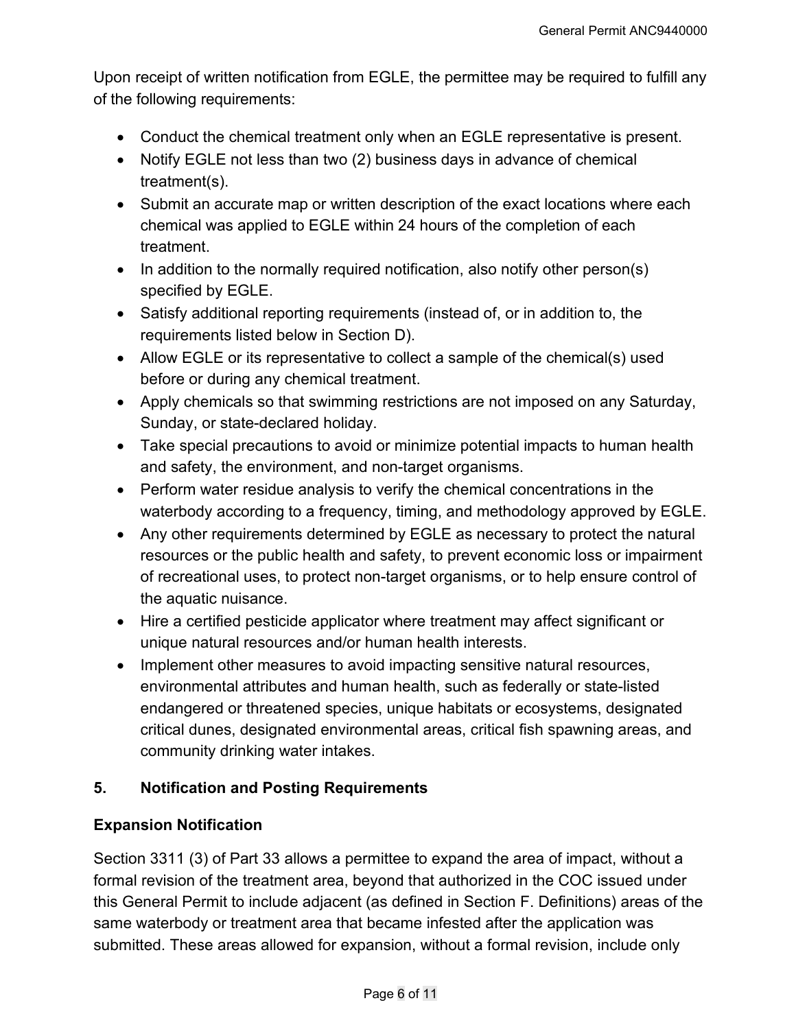Upon receipt of written notification from EGLE, the permittee may be required to fulfill any of the following requirements:

- Conduct the chemical treatment only when an EGLE representative is present.
- Notify EGLE not less than two (2) business days in advance of chemical treatment(s).
- Submit an accurate map or written description of the exact locations where each chemical was applied to EGLE within 24 hours of the completion of each treatment.
- In addition to the normally required notification, also notify other person(s) specified by EGLE.
- Satisfy additional reporting requirements (instead of, or in addition to, the requirements listed below in Section D).
- Allow EGLE or its representative to collect a sample of the chemical(s) used before or during any chemical treatment.
- Apply chemicals so that swimming restrictions are not imposed on any Saturday, Sunday, or state-declared holiday.
- Take special precautions to avoid or minimize potential impacts to human health and safety, the environment, and non-target organisms.
- Perform water residue analysis to verify the chemical concentrations in the waterbody according to a frequency, timing, and methodology approved by EGLE.
- Any other requirements determined by EGLE as necessary to protect the natural resources or the public health and safety, to prevent economic loss or impairment of recreational uses, to protect non-target organisms, or to help ensure control of the aquatic nuisance.
- Hire a certified pesticide applicator where treatment may affect significant or unique natural resources and/or human health interests.
- Implement other measures to avoid impacting sensitive natural resources, environmental attributes and human health, such as federally or state-listed endangered or threatened species, unique habitats or ecosystems, designated critical dunes, designated environmental areas, critical fish spawning areas, and community drinking water intakes.

## 5. Notification and Posting Requirements

### Expansion Notification

Section 3311 (3) of Part 33 allows a permittee to expand the area of impact, without a formal revision of the treatment area, beyond that authorized in the COC issued under this General Permit to include adjacent (as defined in Section F. Definitions) areas of the same waterbody or treatment area that became infested after the application was submitted. These areas allowed for expansion, without a formal revision, include only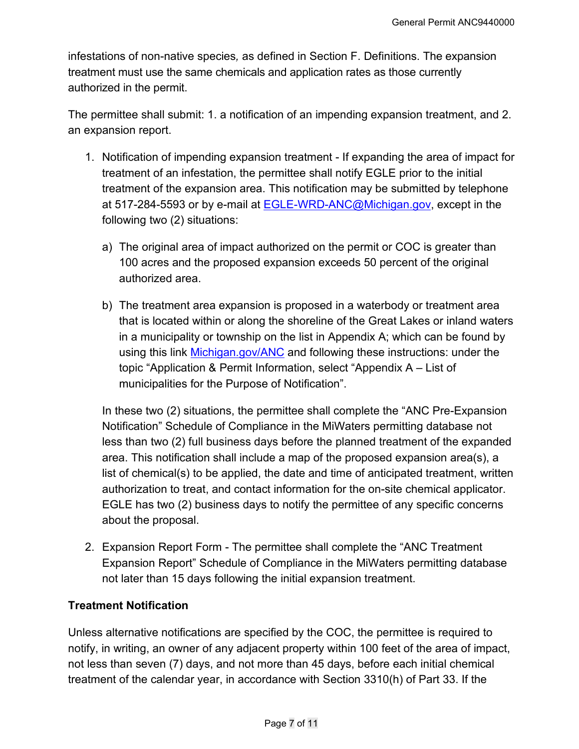infestations of non-native species, as defined in Section F. Definitions. The expansion treatment must use the same chemicals and application rates as those currently authorized in the permit.

The permittee shall submit: 1. a notification of an impending expansion treatment, and 2. an expansion report.

1. Notification of impending expansion treatment - If expanding the area of impact for treatment of an infestation, the permittee shall notify EGLE prior to the initial treatment of the expansion area. This notification may be submitted by telephone at 517-284-5593 or by e-mail at EGLE-WRD-ANC@Michigan.gov, except in the following two (2) situations:

   a) The original area of impact authorized on the permit or COC is greater than 100 acres and the proposed expansion exceeds 50 percent of the original authorized area.

   b) The treatment area expansion is proposed in a waterbody or treatment area that is located within or along the shoreline of the Great Lakes or inland waters in a municipality or township on the list in Appendix A; which can be found by using this link Michigan.gov/ANC and following these instructions: under the topic "Application & Permit Information, select "Appendix A – List of municipalities for the Purpose of Notification".

   In these two (2) situations, the permittee shall complete the "ANC Pre-Expansion Notification" Schedule of Compliance in the MiWaters permitting database not less than two (2) full business days before the planned treatment of the expanded area. This notification shall include a map of the proposed expansion area(s), a list of chemical(s) to be applied, the date and time of anticipated treatment, written authorization to treat, and contact information for the on-site chemical applicator. EGLE has two (2) business days to notify the permittee of any specific concerns about the proposal.

2. Expansion Report Form - The permittee shall complete the "ANC Treatment Expansion Report" Schedule of Compliance in the MiWaters permitting database not later than 15 days following the initial expansion treatment.

**Treatment Notification**

Unless alternative notifications are specified by the COC, the permittee is required to notify, in writing, an owner of any adjacent property within 100 feet of the area of impact, not less than seven (7) days, and not more than 45 days, before each initial chemical treatment of the calendar year, in accordance with Section 3310(h) of Part 33. If the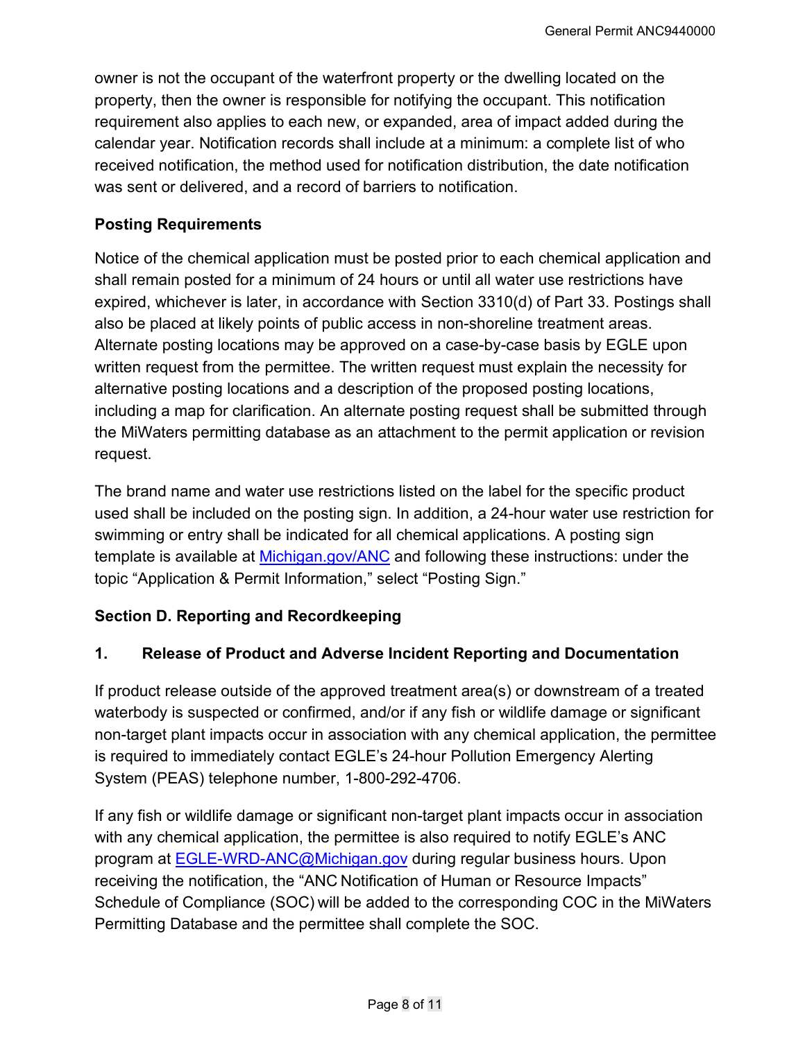owner is not the occupant of the waterfront property or the dwelling located on the property, then the owner is responsible for notifying the occupant. This notification requirement also applies to each new, or expanded, area of impact added during the calendar year. Notification records shall include at a minimum: a complete list of who received notification, the method used for notification distribution, the date notification was sent or delivered, and a record of barriers to notification.

**Posting Requirements**

Notice of the chemical application must be posted prior to each chemical application and shall remain posted for a minimum of 24 hours or until all water use restrictions have expired, whichever is later, in accordance with Section 3310(d) of Part 33. Postings shall also be placed at likely points of public access in non-shoreline treatment areas. Alternate posting locations may be approved on a case-by-case basis by EGLE upon written request from the permittee. The written request must explain the necessity for alternative posting locations and a description of the proposed posting locations, including a map for clarification. An alternate posting request shall be submitted through the MiWaters permitting database as an attachment to the permit application or revision request.

The brand name and water use restrictions listed on the label for the specific product used shall be included on the posting sign. In addition, a 24-hour water use restriction for swimming or entry shall be indicated for all chemical applications. A posting sign template is available at [Michigan.gov/ANC](Michigan.gov/ANC) and following these instructions: under the topic "Application & Permit Information," select "Posting Sign."

## Section D. Reporting and Recordkeeping

### 1. Release of Product and Adverse Incident Reporting and Documentation

If product release outside of the approved treatment area(s) or downstream of a treated waterbody is suspected or confirmed, and/or if any fish or wildlife damage or significant non-target plant impacts occur in association with any chemical application, the permittee is required to immediately contact EGLE's 24-hour Pollution Emergency Alerting System (PEAS) telephone number, 1-800-292-4706.

If any fish or wildlife damage or significant non-target plant impacts occur in association with any chemical application, the permittee is also required to notify EGLE's ANC program at [EGLE-WRD-ANC@Michigan.gov](mailto:EGLE-WRD-ANC@Michigan.gov) during regular business hours. Upon receiving the notification, the "ANC Notification of Human or Resource Impacts" Schedule of Compliance (SOC) will be added to the corresponding COC in the MiWaters Permitting Database and the permittee shall complete the SOC.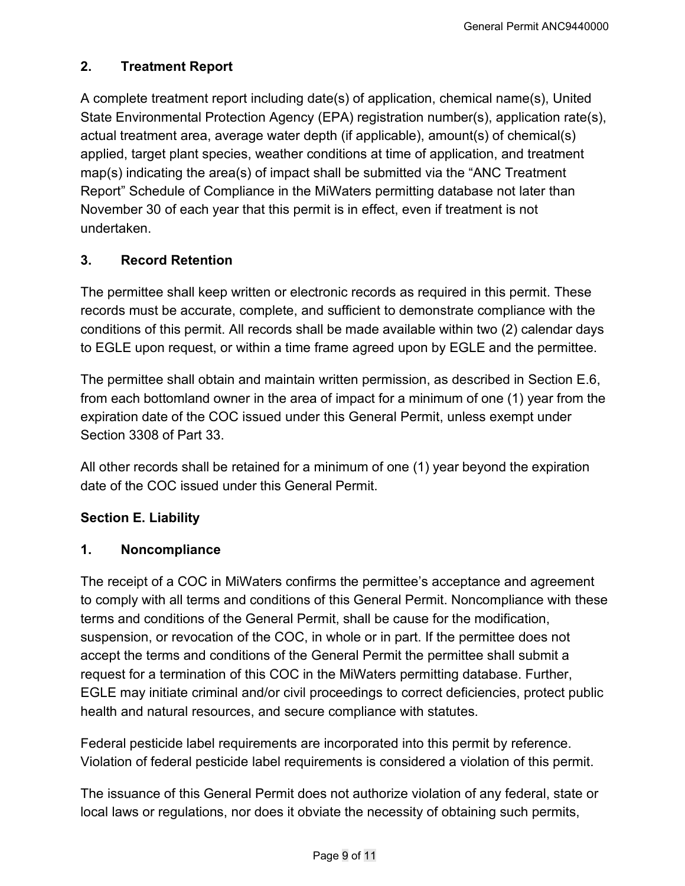## 2. Treatment Report

A complete treatment report including date(s) of application, chemical name(s), United State Environmental Protection Agency (EPA) registration number(s), application rate(s), actual treatment area, average water depth (if applicable), amount(s) of chemical(s) applied, target plant species, weather conditions at time of application, and treatment map(s) indicating the area(s) of impact shall be submitted via the "ANC Treatment Report" Schedule of Compliance in the MiWaters permitting database not later than November 30 of each year that this permit is in effect, even if treatment is not undertaken.

## 3. Record Retention

The permittee shall keep written or electronic records as required in this permit. These records must be accurate, complete, and sufficient to demonstrate compliance with the conditions of this permit. All records shall be made available within two (2) calendar days to EGLE upon request, or within a time frame agreed upon by EGLE and the permittee.

The permittee shall obtain and maintain written permission, as described in Section E.6, from each bottomland owner in the area of impact for a minimum of one (1) year from the expiration date of the COC issued under this General Permit, unless exempt under Section 3308 of Part 33.

All other records shall be retained for a minimum of one (1) year beyond the expiration date of the COC issued under this General Permit.

# Section E. Liability

## 1. Noncompliance

The receipt of a COC in MiWaters confirms the permittee's acceptance and agreement to comply with all terms and conditions of this General Permit. Noncompliance with these terms and conditions of the General Permit, shall be cause for the modification, suspension, or revocation of the COC, in whole or in part. If the permittee does not accept the terms and conditions of the General Permit the permittee shall submit a request for a termination of this COC in the MiWaters permitting database. Further, EGLE may initiate criminal and/or civil proceedings to correct deficiencies, protect public health and natural resources, and secure compliance with statutes.

Federal pesticide label requirements are incorporated into this permit by reference. Violation of federal pesticide label requirements is considered a violation of this permit.

The issuance of this General Permit does not authorize violation of any federal, state or local laws or regulations, nor does it obviate the necessity of obtaining such permits,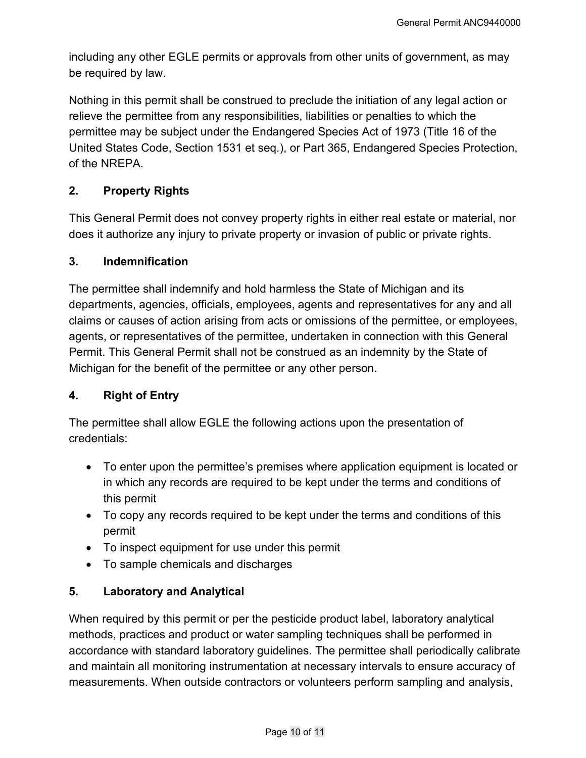including any other EGLE permits or approvals from other units of government, as may be required by law.

Nothing in this permit shall be construed to preclude the initiation of any legal action or relieve the permittee from any responsibilities, liabilities or penalties to which the permittee may be subject under the Endangered Species Act of 1973 (Title 16 of the United States Code, Section 1531 et seq.), or Part 365, Endangered Species Protection, of the NREPA.

### 2. Property Rights

This General Permit does not convey property rights in either real estate or material, nor does it authorize any injury to private property or invasion of public or private rights.

### 3. Indemnification

The permittee shall indemnify and hold harmless the State of Michigan and its departments, agencies, officials, employees, agents and representatives for any and all claims or causes of action arising from acts or omissions of the permittee, or employees, agents, or representatives of the permittee, undertaken in connection with this General Permit. This General Permit shall not be construed as an indemnity by the State of Michigan for the benefit of the permittee or any other person.

### 4. Right of Entry

The permittee shall allow EGLE the following actions upon the presentation of credentials:

- To enter upon the permittee's premises where application equipment is located or in which any records are required to be kept under the terms and conditions of this permit
- To copy any records required to be kept under the terms and conditions of this permit
- To inspect equipment for use under this permit
- To sample chemicals and discharges

### 5. Laboratory and Analytical

When required by this permit or per the pesticide product label, laboratory analytical methods, practices and product or water sampling techniques shall be performed in accordance with standard laboratory guidelines. The permittee shall periodically calibrate and maintain all monitoring instrumentation at necessary intervals to ensure accuracy of measurements. When outside contractors or volunteers perform sampling and analysis,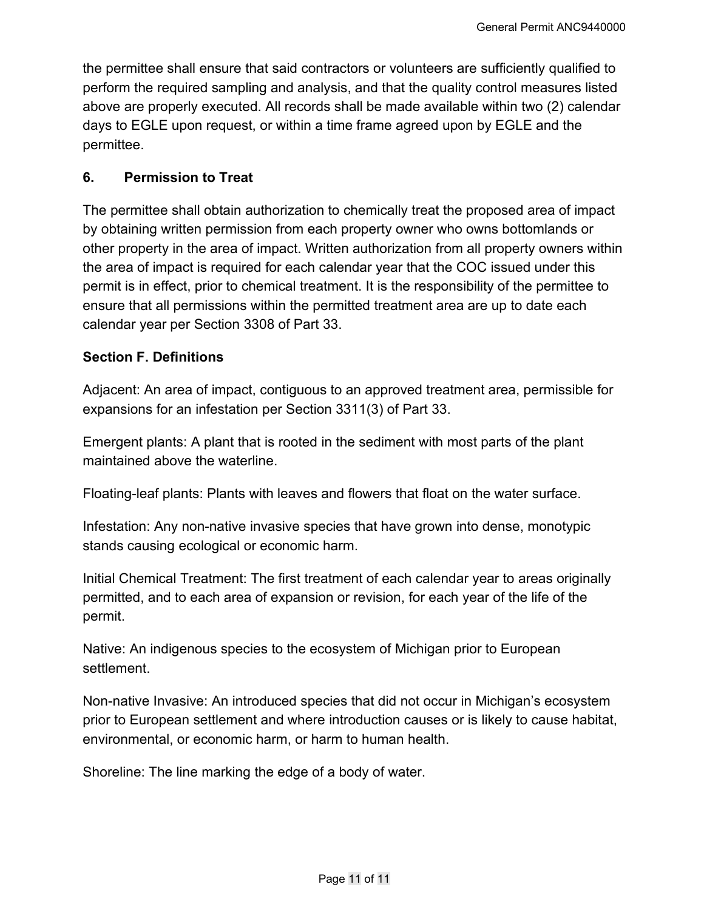the permittee shall ensure that said contractors or volunteers are sufficiently qualified to perform the required sampling and analysis, and that the quality control measures listed above are properly executed. All records shall be made available within two (2) calendar days to EGLE upon request, or within a time frame agreed upon by EGLE and the permittee.

### 6. Permission to Treat

The permittee shall obtain authorization to chemically treat the proposed area of impact by obtaining written permission from each property owner who owns bottomlands or other property in the area of impact. Written authorization from all property owners within the area of impact is required for each calendar year that the COC issued under this permit is in effect, prior to chemical treatment. It is the responsibility of the permittee to ensure that all permissions within the permitted treatment area are up to date each calendar year per Section 3308 of Part 33.

## Section F. Definitions

Adjacent: An area of impact, contiguous to an approved treatment area, permissible for expansions for an infestation per Section 3311(3) of Part 33.

Emergent plants: A plant that is rooted in the sediment with most parts of the plant maintained above the waterline.

Floating-leaf plants: Plants with leaves and flowers that float on the water surface.

Infestation: Any non-native invasive species that have grown into dense, monotypic stands causing ecological or economic harm.

Initial Chemical Treatment: The first treatment of each calendar year to areas originally permitted, and to each area of expansion or revision, for each year of the life of the permit.

Native: An indigenous species to the ecosystem of Michigan prior to European settlement.

Non-native Invasive: An introduced species that did not occur in Michigan's ecosystem prior to European settlement and where introduction causes or is likely to cause habitat, environmental, or economic harm, or harm to human health.

Shoreline: The line marking the edge of a body of water.